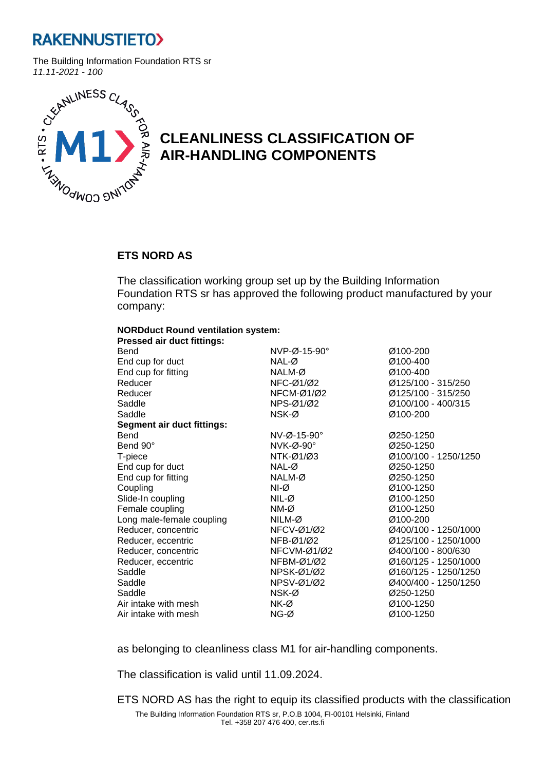# RAKENNUSTIETO

The Building Information Foundation RTS sr
*11.11-2021 - 100*

# CLEANLINESS CLASSIFICATION OF AIR-HANDLING COMPONENTS

## ETS NORD AS

The classification working group set up by the Building Information Foundation RTS sr has approved the following product manufactured by your company:

**NORDduct Round ventilation system:**

| **Pressed air duct fittings:** | | |
|---|---|---|
| Bend | NVP-Ø-15-90° | Ø100-200 |
| End cup for duct | NAL-Ø | Ø100-400 |
| End cup for fitting | NALM-Ø | Ø100-400 |
| Reducer | NFC-Ø1/Ø2 | Ø125/100 - 315/250 |
| Reducer | NFCM-Ø1/Ø2 | Ø125/100 - 315/250 |
| Saddle | NPS-Ø1/Ø2 | Ø100/100 - 400/315 |
| Saddle | NSK-Ø | Ø100-200 |
| **Segment air duct fittings:** | | |
| Bend | NV-Ø-15-90° | Ø250-1250 |
| Bend 90° | NVK-Ø-90° | Ø250-1250 |
| T-piece | NTK-Ø1/Ø3 | Ø100/100 - 1250/1250 |
| End cup for duct | NAL-Ø | Ø250-1250 |
| End cup for fitting | NALM-Ø | Ø250-1250 |
| Coupling | NI-Ø | Ø100-1250 |
| Slide-In coupling | NIL-Ø | Ø100-1250 |
| Female coupling | NM-Ø | Ø100-1250 |
| Long male-female coupling | NILM-Ø | Ø100-200 |
| Reducer, concentric | NFCV-Ø1/Ø2 | Ø400/100 - 1250/1000 |
| Reducer, eccentric | NFB-Ø1/Ø2 | Ø125/100 - 1250/1000 |
| Reducer, concentric | NFCVM-Ø1/Ø2 | Ø400/100 - 800/630 |
| Reducer, eccentric | NFBM-Ø1/Ø2 | Ø160/125 - 1250/1000 |
| Saddle | NPSK-Ø1/Ø2 | Ø160/125 - 1250/1250 |
| Saddle | NPSV-Ø1/Ø2 | Ø400/400 - 1250/1250 |
| Saddle | NSK-Ø | Ø250-1250 |
| Air intake with mesh | NK-Ø | Ø100-1250 |
| Air intake with mesh | NG-Ø | Ø100-1250 |

as belonging to cleanliness class M1 for air-handling components.

The classification is valid until 11.09.2024.

ETS NORD AS has the right to equip its classified products with the classification

The Building Information Foundation RTS sr, P.O.B 1004, FI-00101 Helsinki, Finland
Tel. +358 207 476 400, cer.rts.fi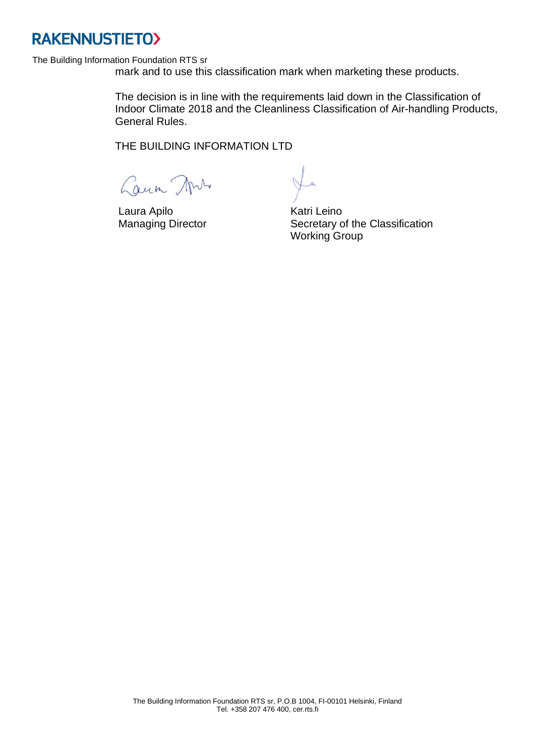mark and to use this classification mark when marketing these products.

The decision is in line with the requirements laid down in the Classification of Indoor Climate 2018 and the Cleanliness Classification of Air-handling Products, General Rules.

THE BUILDING INFORMATION LTD

Laura Apilo
Managing Director

Katri Leino
Secretary of the Classification Working Group